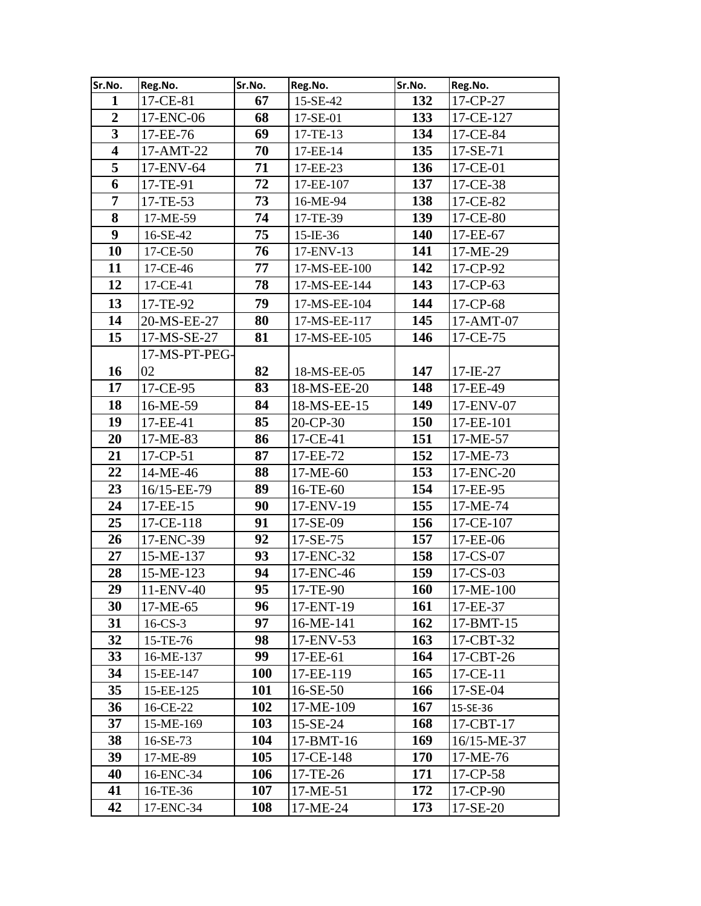| Sr.No. | Reg.No. | Sr.No. | Reg.No. | Sr.No. | Reg.No. |
|---|---|---|---|---|---|
| 1 | 17-CE-81 | 67 | 15-SE-42 | 132 | 17-CP-27 |
| 2 | 17-ENC-06 | 68 | 17-SE-01 | 133 | 17-CE-127 |
| 3 | 17-EE-76 | 69 | 17-TE-13 | 134 | 17-CE-84 |
| 4 | 17-AMT-22 | 70 | 17-EE-14 | 135 | 17-SE-71 |
| 5 | 17-ENV-64 | 71 | 17-EE-23 | 136 | 17-CE-01 |
| 6 | 17-TE-91 | 72 | 17-EE-107 | 137 | 17-CE-38 |
| 7 | 17-TE-53 | 73 | 16-ME-94 | 138 | 17-CE-82 |
| 8 | 17-ME-59 | 74 | 17-TE-39 | 139 | 17-CE-80 |
| 9 | 16-SE-42 | 75 | 15-IE-36 | 140 | 17-EE-67 |
| 10 | 17-CE-50 | 76 | 17-ENV-13 | 141 | 17-ME-29 |
| 11 | 17-CE-46 | 77 | 17-MS-EE-100 | 142 | 17-CP-92 |
| 12 | 17-CE-41 | 78 | 17-MS-EE-144 | 143 | 17-CP-63 |
| 13 | 17-TE-92 | 79 | 17-MS-EE-104 | 144 | 17-CP-68 |
| 14 | 20-MS-EE-27 | 80 | 17-MS-EE-117 | 145 | 17-AMT-07 |
| 15 | 17-MS-SE-27 | 81 | 17-MS-EE-105 | 146 | 17-CE-75 |
| 16 | 17-MS-PT-PEG-02 | 82 | 18-MS-EE-05 | 147 | 17-IE-27 |
| 17 | 17-CE-95 | 83 | 18-MS-EE-20 | 148 | 17-EE-49 |
| 18 | 16-ME-59 | 84 | 18-MS-EE-15 | 149 | 17-ENV-07 |
| 19 | 17-EE-41 | 85 | 20-CP-30 | 150 | 17-EE-101 |
| 20 | 17-ME-83 | 86 | 17-CE-41 | 151 | 17-ME-57 |
| 21 | 17-CP-51 | 87 | 17-EE-72 | 152 | 17-ME-73 |
| 22 | 14-ME-46 | 88 | 17-ME-60 | 153 | 17-ENC-20 |
| 23 | 16/15-EE-79 | 89 | 16-TE-60 | 154 | 17-EE-95 |
| 24 | 17-EE-15 | 90 | 17-ENV-19 | 155 | 17-ME-74 |
| 25 | 17-CE-118 | 91 | 17-SE-09 | 156 | 17-CE-107 |
| 26 | 17-ENC-39 | 92 | 17-SE-75 | 157 | 17-EE-06 |
| 27 | 15-ME-137 | 93 | 17-ENC-32 | 158 | 17-CS-07 |
| 28 | 15-ME-123 | 94 | 17-ENC-46 | 159 | 17-CS-03 |
| 29 | 11-ENV-40 | 95 | 17-TE-90 | 160 | 17-ME-100 |
| 30 | 17-ME-65 | 96 | 17-ENT-19 | 161 | 17-EE-37 |
| 31 | 16-CS-3 | 97 | 16-ME-141 | 162 | 17-BMT-15 |
| 32 | 15-TE-76 | 98 | 17-ENV-53 | 163 | 17-CBT-32 |
| 33 | 16-ME-137 | 99 | 17-EE-61 | 164 | 17-CBT-26 |
| 34 | 15-EE-147 | 100 | 17-EE-119 | 165 | 17-CE-11 |
| 35 | 15-EE-125 | 101 | 16-SE-50 | 166 | 17-SE-04 |
| 36 | 16-CE-22 | 102 | 17-ME-109 | 167 | 15-SE-36 |
| 37 | 15-ME-169 | 103 | 15-SE-24 | 168 | 17-CBT-17 |
| 38 | 16-SE-73 | 104 | 17-BMT-16 | 169 | 16/15-ME-37 |
| 39 | 17-ME-89 | 105 | 17-CE-148 | 170 | 17-ME-76 |
| 40 | 16-ENC-34 | 106 | 17-TE-26 | 171 | 17-CP-58 |
| 41 | 16-TE-36 | 107 | 17-ME-51 | 172 | 17-CP-90 |
| 42 | 17-ENC-34 | 108 | 17-ME-24 | 173 | 17-SE-20 |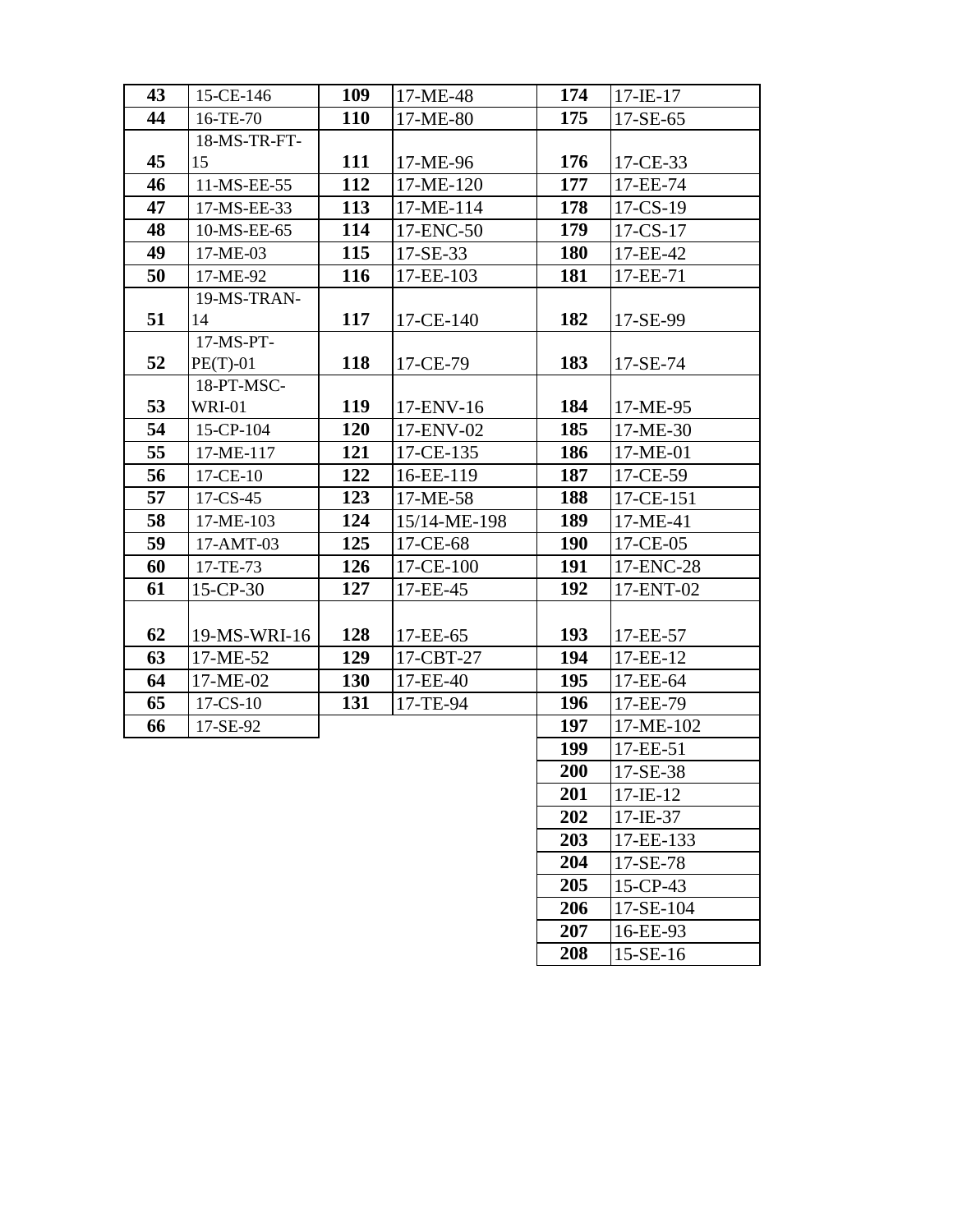| | | | | | |
|---|---|---|---|---|---|
| 43 | 15-CE-146 | 109 | 17-ME-48 | 174 | 17-IE-17 |
| 44 | 16-TE-70 | 110 | 17-ME-80 | 175 | 17-SE-65 |
| 45 | 18-MS-TR-FT-15 | 111 | 17-ME-96 | 176 | 17-CE-33 |
| 46 | 11-MS-EE-55 | 112 | 17-ME-120 | 177 | 17-EE-74 |
| 47 | 17-MS-EE-33 | 113 | 17-ME-114 | 178 | 17-CS-19 |
| 48 | 10-MS-EE-65 | 114 | 17-ENC-50 | 179 | 17-CS-17 |
| 49 | 17-ME-03 | 115 | 17-SE-33 | 180 | 17-EE-42 |
| 50 | 17-ME-92 | 116 | 17-EE-103 | 181 | 17-EE-71 |
| 51 | 19-MS-TRAN-14 | 117 | 17-CE-140 | 182 | 17-SE-99 |
| 52 | 17-MS-PT-PE(T)-01 | 118 | 17-CE-79 | 183 | 17-SE-74 |
| 53 | 18-PT-MSC-WRI-01 | 119 | 17-ENV-16 | 184 | 17-ME-95 |
| 54 | 15-CP-104 | 120 | 17-ENV-02 | 185 | 17-ME-30 |
| 55 | 17-ME-117 | 121 | 17-CE-135 | 186 | 17-ME-01 |
| 56 | 17-CE-10 | 122 | 16-EE-119 | 187 | 17-CE-59 |
| 57 | 17-CS-45 | 123 | 17-ME-58 | 188 | 17-CE-151 |
| 58 | 17-ME-103 | 124 | 15/14-ME-198 | 189 | 17-ME-41 |
| 59 | 17-AMT-03 | 125 | 17-CE-68 | 190 | 17-CE-05 |
| 60 | 17-TE-73 | 126 | 17-CE-100 | 191 | 17-ENC-28 |
| 61 | 15-CP-30 | 127 | 17-EE-45 | 192 | 17-ENT-02 |
| 62 | 19-MS-WRI-16 | 128 | 17-EE-65 | 193 | 17-EE-57 |
| 63 | 17-ME-52 | 129 | 17-CBT-27 | 194 | 17-EE-12 |
| 64 | 17-ME-02 | 130 | 17-EE-40 | 195 | 17-EE-64 |
| 65 | 17-CS-10 | 131 | 17-TE-94 | 196 | 17-EE-79 |
| 66 | 17-SE-92 | | | 197 | 17-ME-102 |
| | | | | 199 | 17-EE-51 |
| | | | | 200 | 17-SE-38 |
| | | | | 201 | 17-IE-12 |
| | | | | 202 | 17-IE-37 |
| | | | | 203 | 17-EE-133 |
| | | | | 204 | 17-SE-78 |
| | | | | 205 | 15-CP-43 |
| | | | | 206 | 17-SE-104 |
| | | | | 207 | 16-EE-93 |
| | | | | 208 | 15-SE-16 |